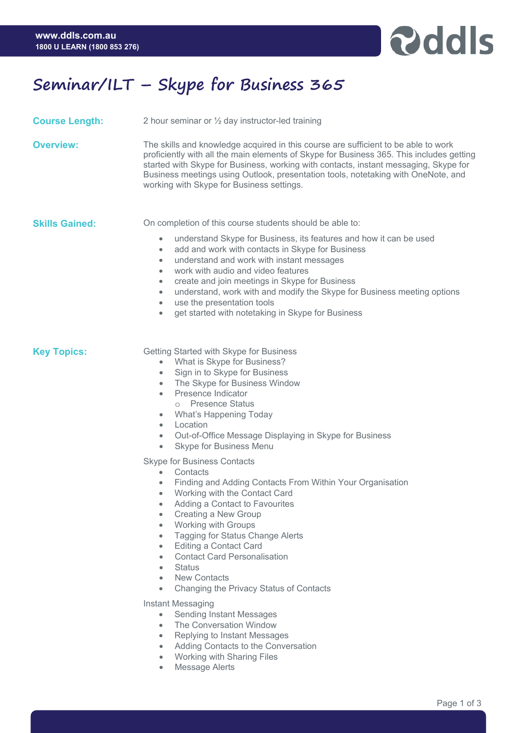# Seminar/ILT – Skype for Business 365

**Course Length:**

2 hour seminar or ½ day instructor-led training

**Overview:**

The skills and knowledge acquired in this course are sufficient to be able to work proficiently with all the main elements of Skype for Business 365. This includes getting started with Skype for Business, working with contacts, instant messaging, Skype for Business meetings using Outlook, presentation tools, notetaking with OneNote, and working with Skype for Business settings.

**Skills Gained:**

On completion of this course students should be able to:

- understand Skype for Business, its features and how it can be used
- add and work with contacts in Skype for Business
- understand and work with instant messages
- work with audio and video features
- create and join meetings in Skype for Business
- understand, work with and modify the Skype for Business meeting options
- use the presentation tools
- get started with notetaking in Skype for Business

**Key Topics:**

Getting Started with Skype for Business

- What is Skype for Business?
- Sign in to Skype for Business
- The Skype for Business Window
- Presence Indicator
    - Presence Status
- What's Happening Today
- Location
- Out-of-Office Message Displaying in Skype for Business
- Skype for Business Menu

Skype for Business Contacts

- Contacts
- Finding and Adding Contacts From Within Your Organisation
- Working with the Contact Card
- Adding a Contact to Favourites
- Creating a New Group
- Working with Groups
- Tagging for Status Change Alerts
- Editing a Contact Card
- Contact Card Personalisation
- Status
- New Contacts
- Changing the Privacy Status of Contacts

Instant Messaging

- Sending Instant Messages
- The Conversation Window
- Replying to Instant Messages
- Adding Contacts to the Conversation
- Working with Sharing Files
- Message Alerts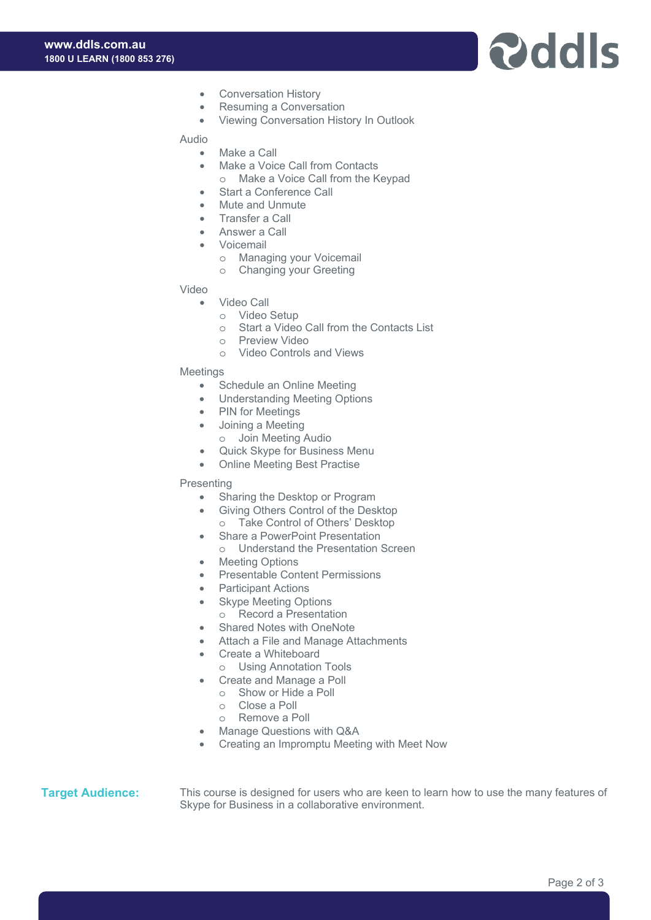- Conversation History
- Resuming a Conversation
- Viewing Conversation History In Outlook

Audio

- Make a Call
- Make a Voice Call from Contacts
  - Make a Voice Call from the Keypad
- Start a Conference Call
- Mute and Unmute
- Transfer a Call
- Answer a Call
- Voicemail
  - Managing your Voicemail
  - Changing your Greeting

Video

- Video Call
  - Video Setup
  - Start a Video Call from the Contacts List
  - Preview Video
  - Video Controls and Views

Meetings

- Schedule an Online Meeting
- Understanding Meeting Options
- PIN for Meetings
- Joining a Meeting
  - Join Meeting Audio
- Quick Skype for Business Menu
- Online Meeting Best Practise

Presenting

- Sharing the Desktop or Program
- Giving Others Control of the Desktop
  - Take Control of Others' Desktop
- Share a PowerPoint Presentation
  - Understand the Presentation Screen
- Meeting Options
- Presentable Content Permissions
- Participant Actions
- Skype Meeting Options
  - Record a Presentation
- Shared Notes with OneNote
- Attach a File and Manage Attachments
- Create a Whiteboard
  - Using Annotation Tools
- Create and Manage a Poll
  - Show or Hide a Poll
  - Close a Poll
  - Remove a Poll
- Manage Questions with Q&A
- Creating an Impromptu Meeting with Meet Now

**Target Audience:**

This course is designed for users who are keen to learn how to use the many features of Skype for Business in a collaborative environment.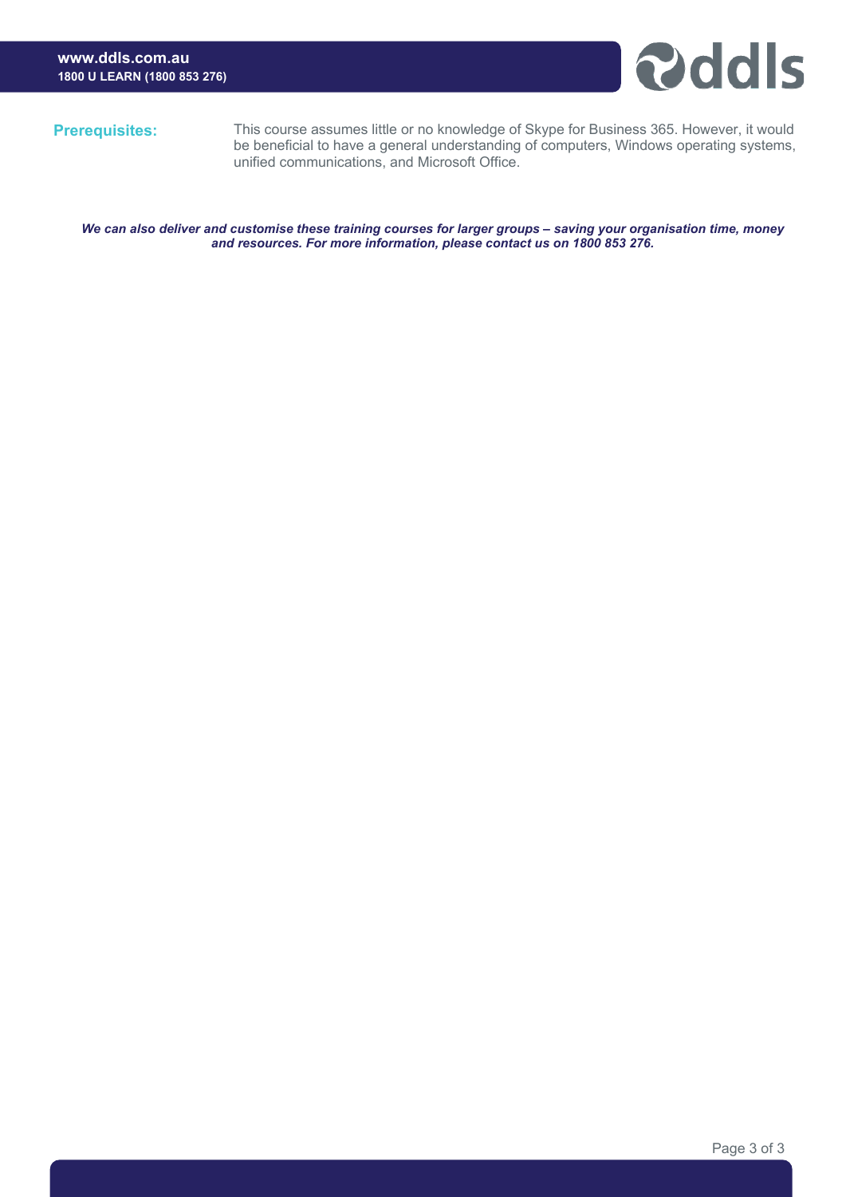**Prerequisites:** This course assumes little or no knowledge of Skype for Business 365. However, it would be beneficial to have a general understanding of computers, Windows operating systems, unified communications, and Microsoft Office.

***We can also deliver and customise these training courses for larger groups – saving your organisation time, money and resources. For more information, please contact us on 1800 853 276.***